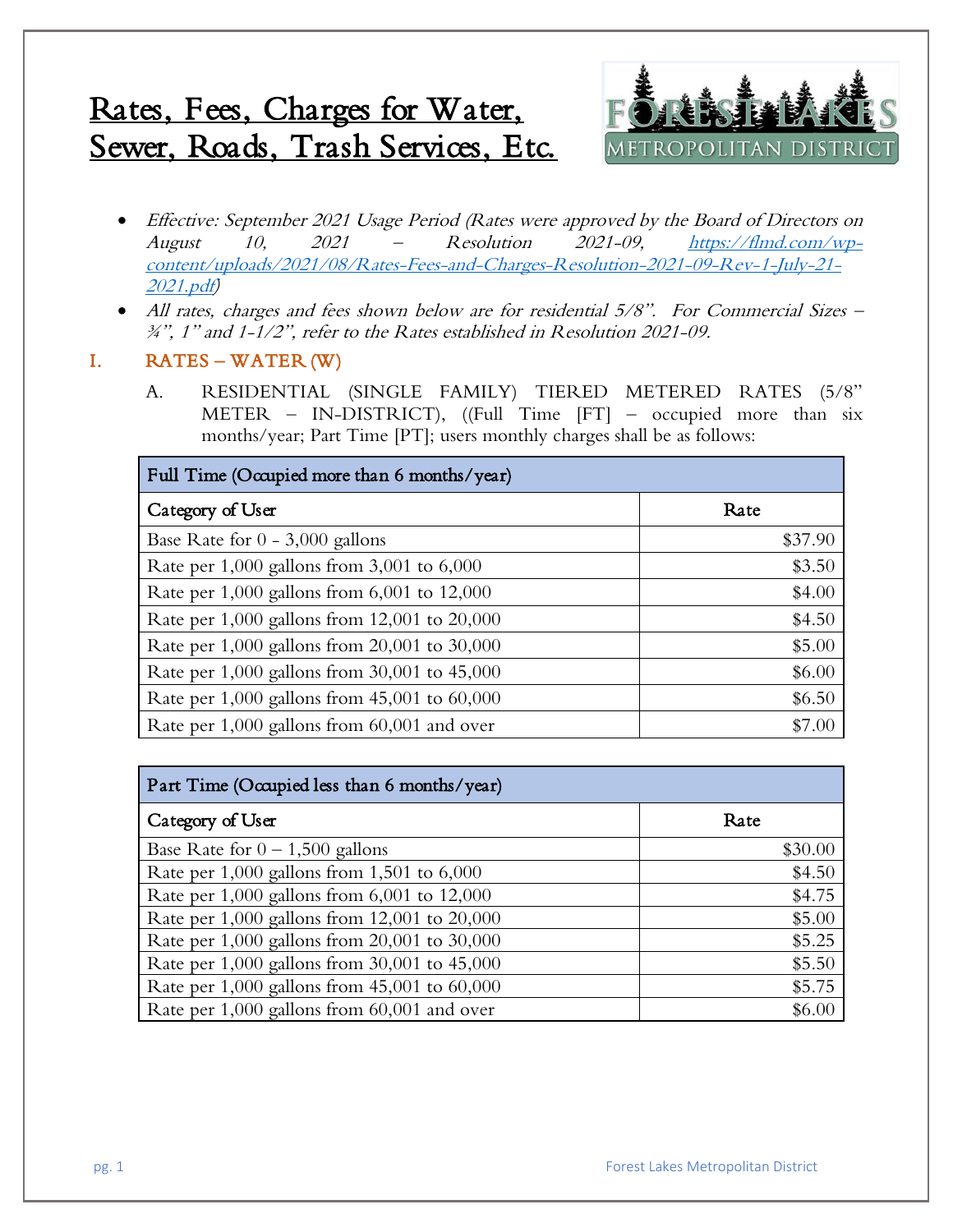# Rates, Fees, Charges for Water, Sewer, Roads, Trash Services, Etc.

FOREST LAKES METROPOLITAN DISTRICT

- *Effective: September 2021 Usage Period (Rates were approved by the Board of Directors on August 10, 2021 – Resolution 2021-09, [https://flmd.com/wp-content/uploads/2021/08/Rates-Fees-and-Charges-Resolution-2021-09-Rev-1-July-21-2021.pdf](https://flmd.com/wp-content/uploads/2021/08/Rates-Fees-and-Charges-Resolution-2021-09-Rev-1-July-21-2021.pdf))*
- *All rates, charges and fees shown below are for residential 5/8". For Commercial Sizes – ¾", 1" and 1-1/2", refer to the Rates established in Resolution 2021-09.*

## I. RATES – WATER (W)

A. RESIDENTIAL (SINGLE FAMILY) TIERED METERED RATES (5/8" METER – IN-DISTRICT), ((Full Time [FT] – occupied more than six months/year; Part Time [PT]; users monthly charges shall be as follows:

| Full Time (Occupied more than 6 months/year) | |
|---|---|
| **Category of User** | **Rate** |
| Base Rate for 0 - 3,000 gallons | $37.90 |
| Rate per 1,000 gallons from 3,001 to 6,000 | $3.50 |
| Rate per 1,000 gallons from 6,001 to 12,000 | $4.00 |
| Rate per 1,000 gallons from 12,001 to 20,000 | $4.50 |
| Rate per 1,000 gallons from 20,001 to 30,000 | $5.00 |
| Rate per 1,000 gallons from 30,001 to 45,000 | $6.00 |
| Rate per 1,000 gallons from 45,001 to 60,000 | $6.50 |
| Rate per 1,000 gallons from 60,001 and over | $7.00 |

| Part Time (Occupied less than 6 months/year) | |
|---|---|
| **Category of User** | **Rate** |
| Base Rate for 0 – 1,500 gallons | $30.00 |
| Rate per 1,000 gallons from 1,501 to 6,000 | $4.50 |
| Rate per 1,000 gallons from 6,001 to 12,000 | $4.75 |
| Rate per 1,000 gallons from 12,001 to 20,000 | $5.00 |
| Rate per 1,000 gallons from 20,001 to 30,000 | $5.25 |
| Rate per 1,000 gallons from 30,001 to 45,000 | $5.50 |
| Rate per 1,000 gallons from 45,001 to 60,000 | $5.75 |
| Rate per 1,000 gallons from 60,001 and over | $6.00 |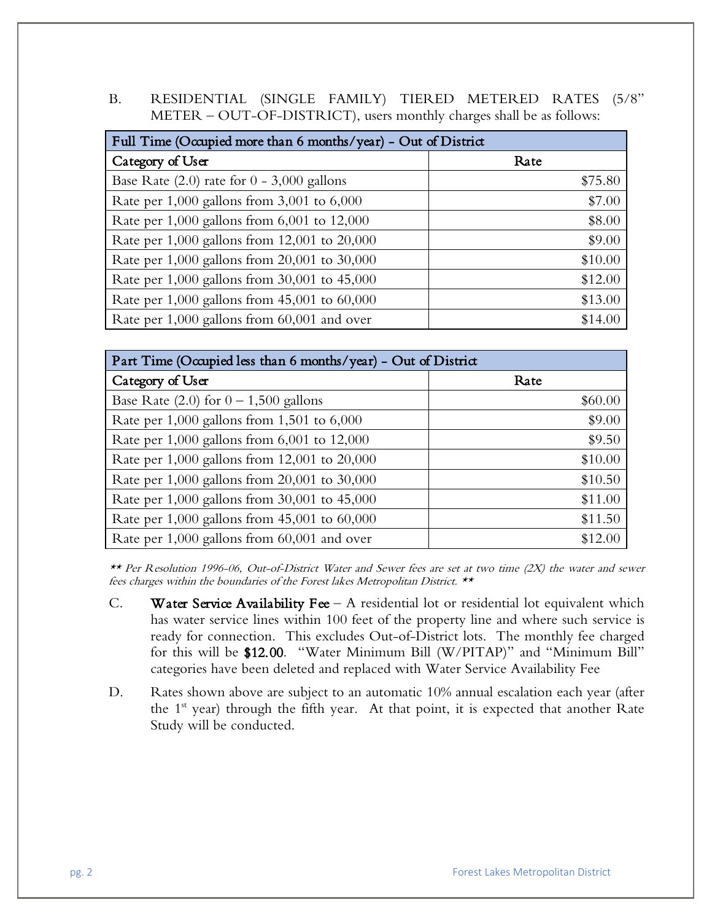B. RESIDENTIAL (SINGLE FAMILY) TIERED METERED RATES (5/8" METER – OUT-OF-DISTRICT), users monthly charges shall be as follows:

| Full Time (Occupied more than 6 months/year) - Out of District | |
|---|---|
| **Category of User** | **Rate** |
| Base Rate (2.0) rate for 0 - 3,000 gallons | $75.80 |
| Rate per 1,000 gallons from 3,001 to 6,000 | $7.00 |
| Rate per 1,000 gallons from 6,001 to 12,000 | $8.00 |
| Rate per 1,000 gallons from 12,001 to 20,000 | $9.00 |
| Rate per 1,000 gallons from 20,001 to 30,000 | $10.00 |
| Rate per 1,000 gallons from 30,001 to 45,000 | $12.00 |
| Rate per 1,000 gallons from 45,001 to 60,000 | $13.00 |
| Rate per 1,000 gallons from 60,001 and over | $14.00 |

| Part Time (Occupied less than 6 months/year) - Out of District | |
|---|---|
| **Category of User** | **Rate** |
| Base Rate (2.0) for 0 – 1,500 gallons | $60.00 |
| Rate per 1,000 gallons from 1,501 to 6,000 | $9.00 |
| Rate per 1,000 gallons from 6,001 to 12,000 | $9.50 |
| Rate per 1,000 gallons from 12,001 to 20,000 | $10.00 |
| Rate per 1,000 gallons from 20,001 to 30,000 | $10.50 |
| Rate per 1,000 gallons from 30,001 to 45,000 | $11.00 |
| Rate per 1,000 gallons from 45,001 to 60,000 | $11.50 |
| Rate per 1,000 gallons from 60,001 and over | $12.00 |

*** Per Resolution 1996-06, Out-of-District Water and Sewer fees are set at two time (2X) the water and sewer fees charges within the boundaries of the Forest lakes Metropolitan District. ***

C. **Water Service Availability Fee** – A residential lot or residential lot equivalent which has water service lines within 100 feet of the property line and where such service is ready for connection. This excludes Out-of-District lots. The monthly fee charged for this will be **$12.00**. "Water Minimum Bill (W/PITAP)" and "Minimum Bill" categories have been deleted and replaced with Water Service Availability Fee

D. Rates shown above are subject to an automatic 10% annual escalation each year (after the 1st year) through the fifth year. At that point, it is expected that another Rate Study will be conducted.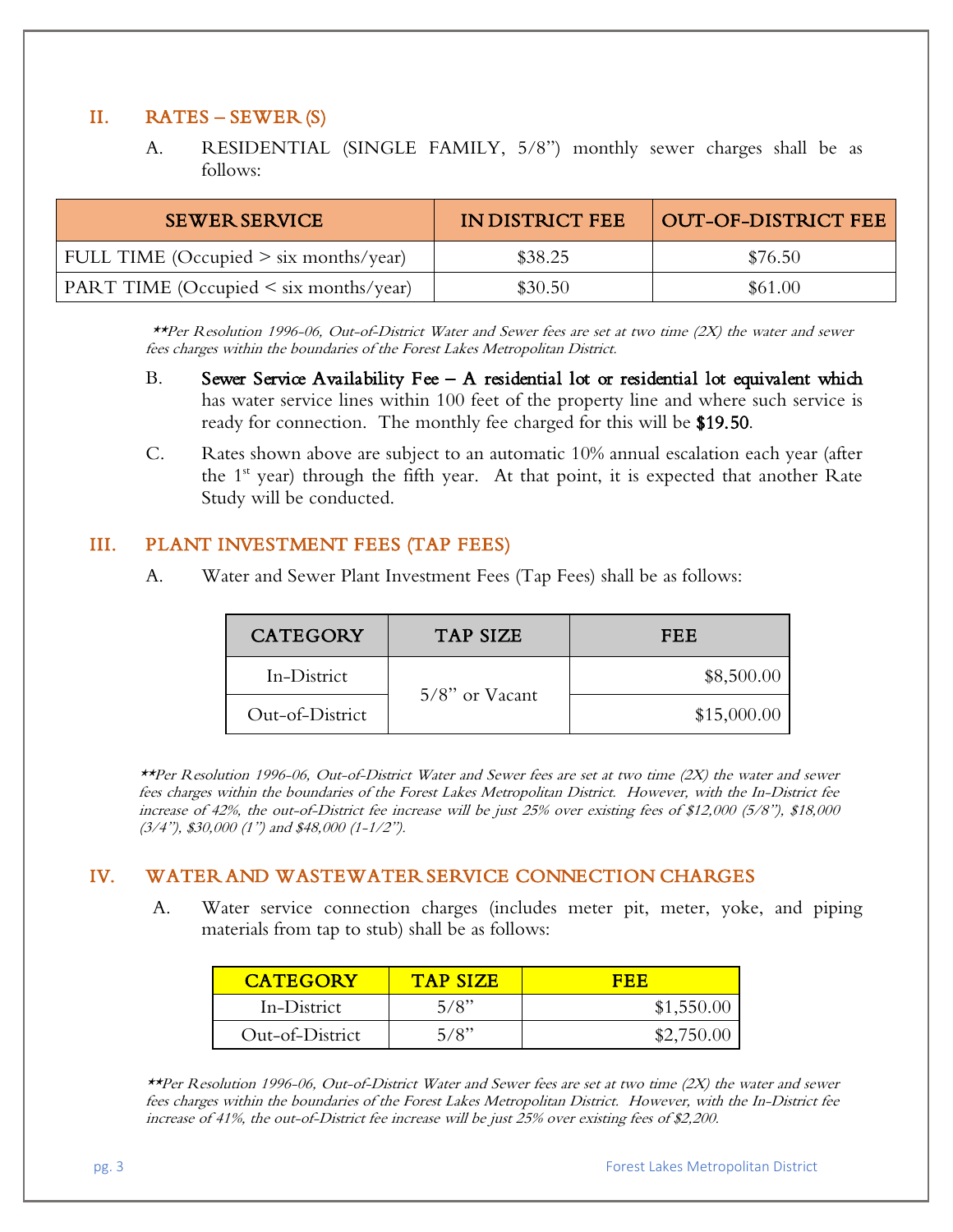## II. RATES – SEWER (S)

A. RESIDENTIAL (SINGLE FAMILY, 5/8") monthly sewer charges shall be as follows:

| SEWER SERVICE | IN DISTRICT FEE | OUT-OF-DISTRICT FEE |
|---|---|---|
| FULL TIME (Occupied > six months/year) | $38.25 | $76.50 |
| PART TIME (Occupied < six months/year) | $30.50 | $61.00 |

*\*\*Per Resolution 1996-06, Out-of-District Water and Sewer fees are set at two time (2X) the water and sewer fees charges within the boundaries of the Forest Lakes Metropolitan District.*

B. Sewer Service Availability Fee – A residential lot or residential lot equivalent which has water service lines within 100 feet of the property line and where such service is ready for connection. The monthly fee charged for this will be **$19.50**.

C. Rates shown above are subject to an automatic 10% annual escalation each year (after the 1st year) through the fifth year. At that point, it is expected that another Rate Study will be conducted.

## III. PLANT INVESTMENT FEES (TAP FEES)

A. Water and Sewer Plant Investment Fees (Tap Fees) shall be as follows:

| CATEGORY | TAP SIZE | FEE |
|---|---|---|
| In-District | 5/8" or Vacant | $8,500.00 |
| Out-of-District | | $15,000.00 |

*\*\*Per Resolution 1996-06, Out-of-District Water and Sewer fees are set at two time (2X) the water and sewer fees charges within the boundaries of the Forest Lakes Metropolitan District. However, with the In-District fee increase of 42%, the out-of-District fee increase will be just 25% over existing fees of $12,000 (5/8"), $18,000 (3/4"), $30,000 (1") and $48,000 (1-1/2").*

## IV. WATER AND WASTEWATER SERVICE CONNECTION CHARGES

A. Water service connection charges (includes meter pit, meter, yoke, and piping materials from tap to stub) shall be as follows:

| CATEGORY | TAP SIZE | FEE |
|---|---|---|
| In-District | 5/8" | $1,550.00 |
| Out-of-District | 5/8" | $2,750.00 |

*\*\*Per Resolution 1996-06, Out-of-District Water and Sewer fees are set at two time (2X) the water and sewer fees charges within the boundaries of the Forest Lakes Metropolitan District. However, with the In-District fee increase of 41%, the out-of-District fee increase will be just 25% over existing fees of $2,200.*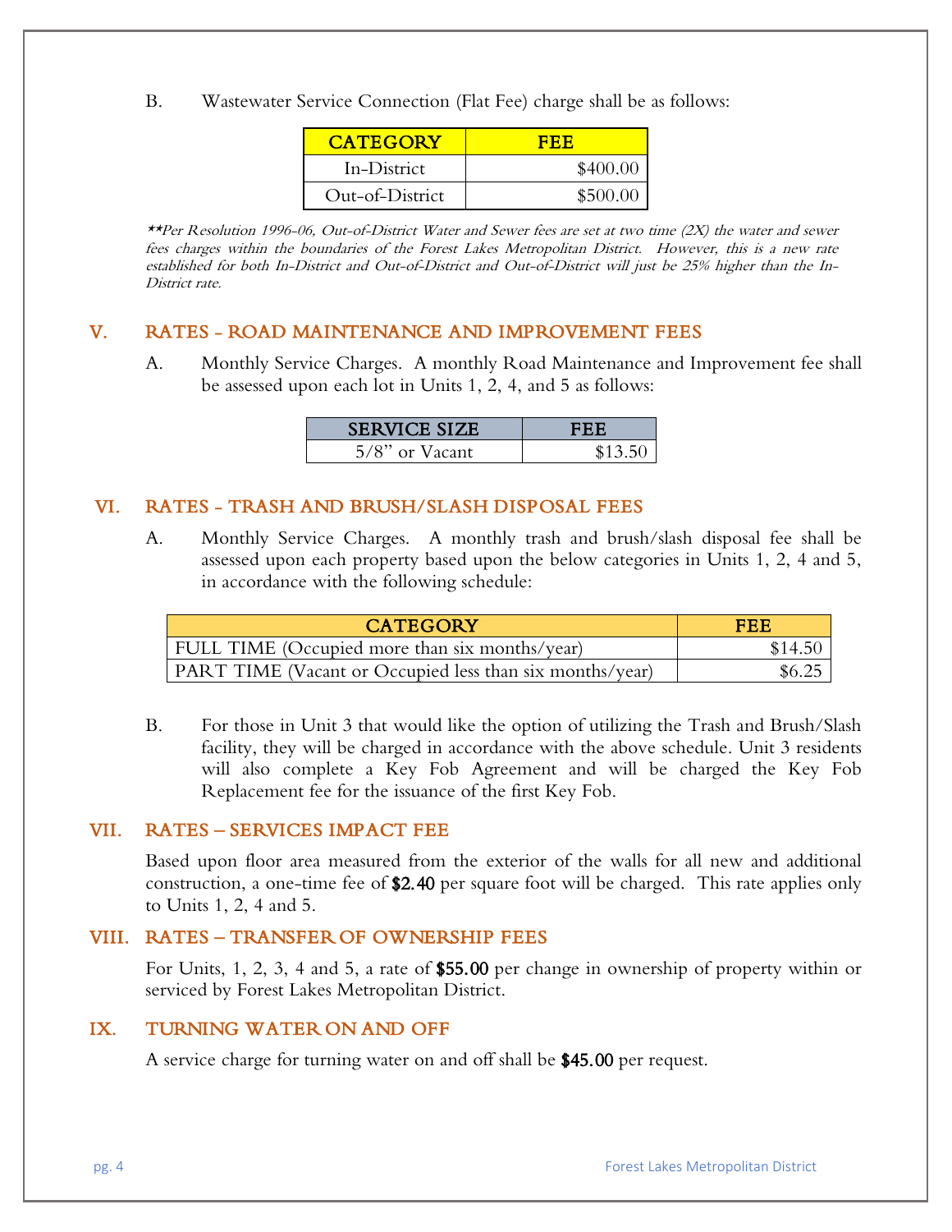B. Wastewater Service Connection (Flat Fee) charge shall be as follows:

| CATEGORY | FEE |
|---|---|
| In-District | $400.00 |
| Out-of-District | $500.00 |

*\*\*Per Resolution 1996-06, Out-of-District Water and Sewer fees are set at two time (2X) the water and sewer fees charges within the boundaries of the Forest Lakes Metropolitan District. However, this is a new rate established for both In-District and Out-of-District and Out-of-District will just be 25% higher than the In-District rate.*

## V. RATES - ROAD MAINTENANCE AND IMPROVEMENT FEES

A. Monthly Service Charges. A monthly Road Maintenance and Improvement fee shall be assessed upon each lot in Units 1, 2, 4, and 5 as follows:

| SERVICE SIZE | FEE |
|---|---|
| 5/8" or Vacant | $13.50 |

## VI. RATES - TRASH AND BRUSH/SLASH DISPOSAL FEES

A. Monthly Service Charges. A monthly trash and brush/slash disposal fee shall be assessed upon each property based upon the below categories in Units 1, 2, 4 and 5, in accordance with the following schedule:

| CATEGORY | FEE |
|---|---|
| FULL TIME (Occupied more than six months/year) | $14.50 |
| PART TIME (Vacant or Occupied less than six months/year) | $6.25 |

B. For those in Unit 3 that would like the option of utilizing the Trash and Brush/Slash facility, they will be charged in accordance with the above schedule. Unit 3 residents will also complete a Key Fob Agreement and will be charged the Key Fob Replacement fee for the issuance of the first Key Fob.

## VII. RATES – SERVICES IMPACT FEE

Based upon floor area measured from the exterior of the walls for all new and additional construction, a one-time fee of **$2.40** per square foot will be charged. This rate applies only to Units 1, 2, 4 and 5.

## VIII. RATES – TRANSFER OF OWNERSHIP FEES

For Units, 1, 2, 3, 4 and 5, a rate of **$55.00** per change in ownership of property within or serviced by Forest Lakes Metropolitan District.

## IX. TURNING WATER ON AND OFF

A service charge for turning water on and off shall be **$45.00** per request.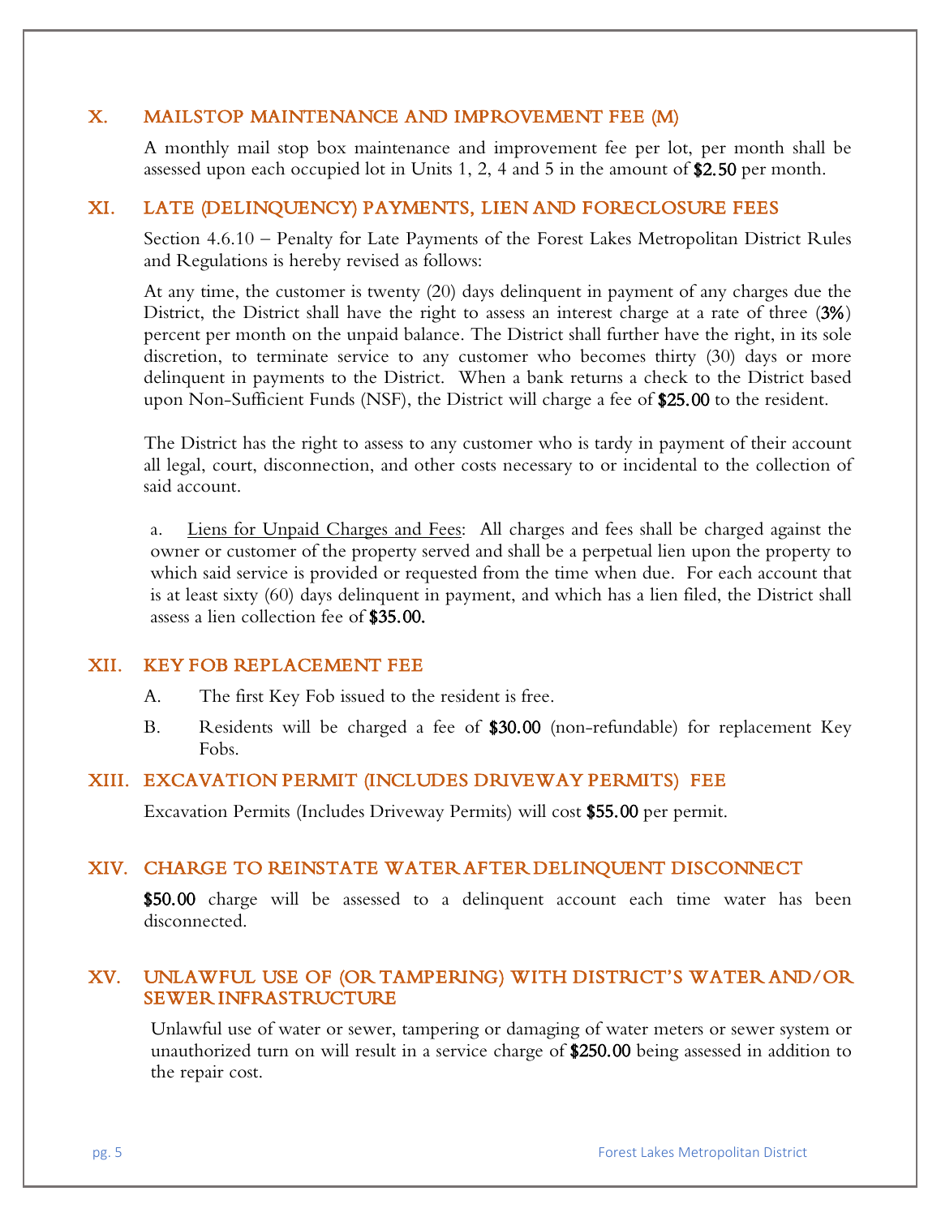## X. MAILSTOP MAINTENANCE AND IMPROVEMENT FEE (M)

A monthly mail stop box maintenance and improvement fee per lot, per month shall be assessed upon each occupied lot in Units 1, 2, 4 and 5 in the amount of **$2.50** per month.

## XI. LATE (DELINQUENCY) PAYMENTS, LIEN AND FORECLOSURE FEES

Section 4.6.10 – Penalty for Late Payments of the Forest Lakes Metropolitan District Rules and Regulations is hereby revised as follows:

At any time, the customer is twenty (20) days delinquent in payment of any charges due the District, the District shall have the right to assess an interest charge at a rate of three (**3%**) percent per month on the unpaid balance. The District shall further have the right, in its sole discretion, to terminate service to any customer who becomes thirty (30) days or more delinquent in payments to the District. When a bank returns a check to the District based upon Non-Sufficient Funds (NSF), the District will charge a fee of **$25.00** to the resident.

The District has the right to assess to any customer who is tardy in payment of their account all legal, court, disconnection, and other costs necessary to or incidental to the collection of said account.

a. Liens for Unpaid Charges and Fees: All charges and fees shall be charged against the owner or customer of the property served and shall be a perpetual lien upon the property to which said service is provided or requested from the time when due. For each account that is at least sixty (60) days delinquent in payment, and which has a lien filed, the District shall assess a lien collection fee of **$35.00.**

## XII. KEY FOB REPLACEMENT FEE

A. The first Key Fob issued to the resident is free.

B. Residents will be charged a fee of **$30.00** (non-refundable) for replacement Key Fobs.

## XIII. EXCAVATION PERMIT (INCLUDES DRIVEWAY PERMITS) FEE

Excavation Permits (Includes Driveway Permits) will cost **$55.00** per permit.

## XIV. CHARGE TO REINSTATE WATER AFTER DELINQUENT DISCONNECT

**$50.00** charge will be assessed to a delinquent account each time water has been disconnected.

## XV. UNLAWFUL USE OF (OR TAMPERING) WITH DISTRICT'S WATER AND/OR SEWER INFRASTRUCTURE

Unlawful use of water or sewer, tampering or damaging of water meters or sewer system or unauthorized turn on will result in a service charge of **$250.00** being assessed in addition to the repair cost.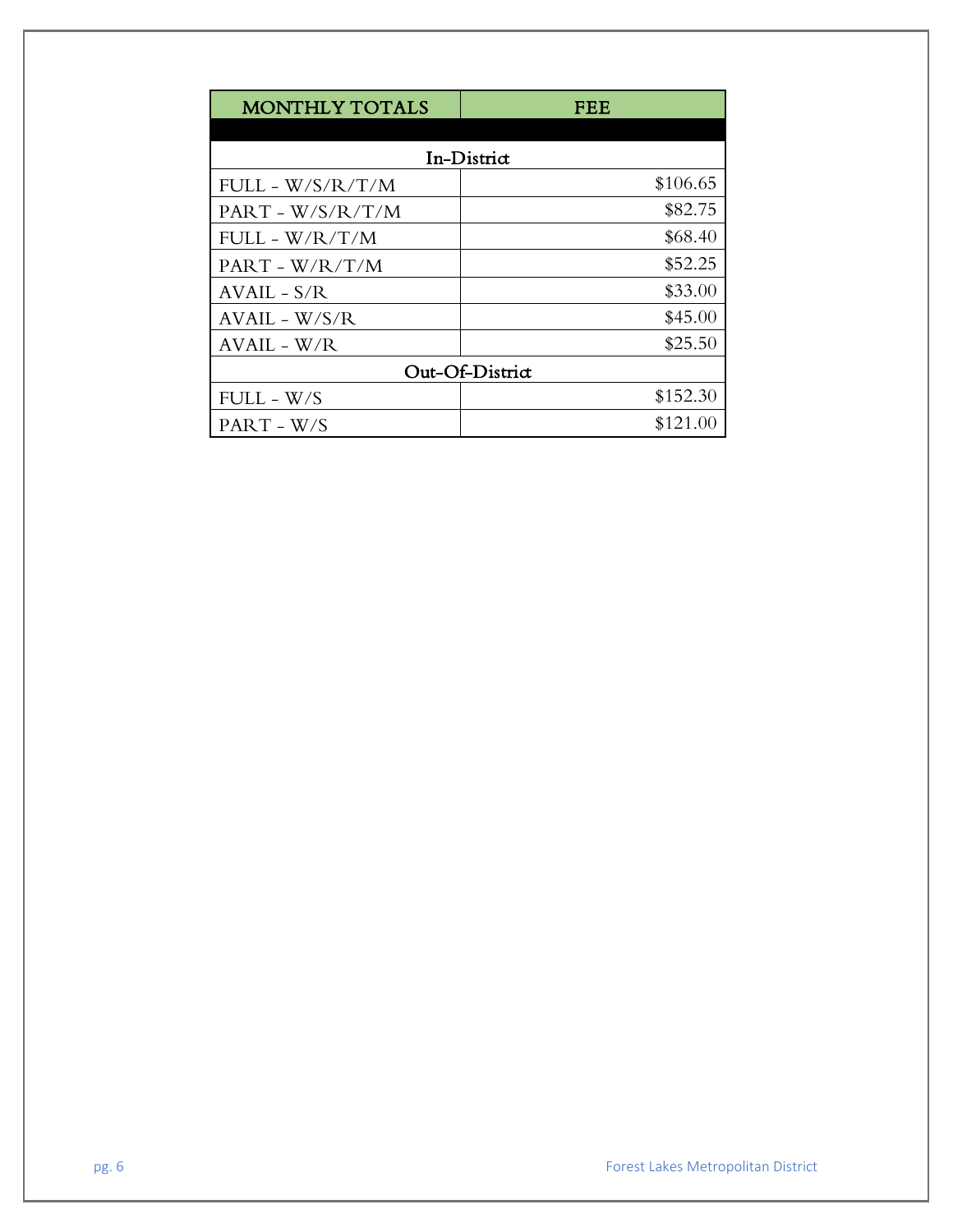| MONTHLY TOTALS | FEE |
| --- | --- |
| | |
| In-District | |
| FULL - W/S/R/T/M | $106.65 |
| PART - W/S/R/T/M | $82.75 |
| FULL - W/R/T/M | $68.40 |
| PART - W/R/T/M | $52.25 |
| AVAIL - S/R | $33.00 |
| AVAIL - W/S/R | $45.00 |
| AVAIL - W/R | $25.50 |
| Out-Of-District | |
| FULL - W/S | $152.30 |
| PART - W/S | $121.00 |